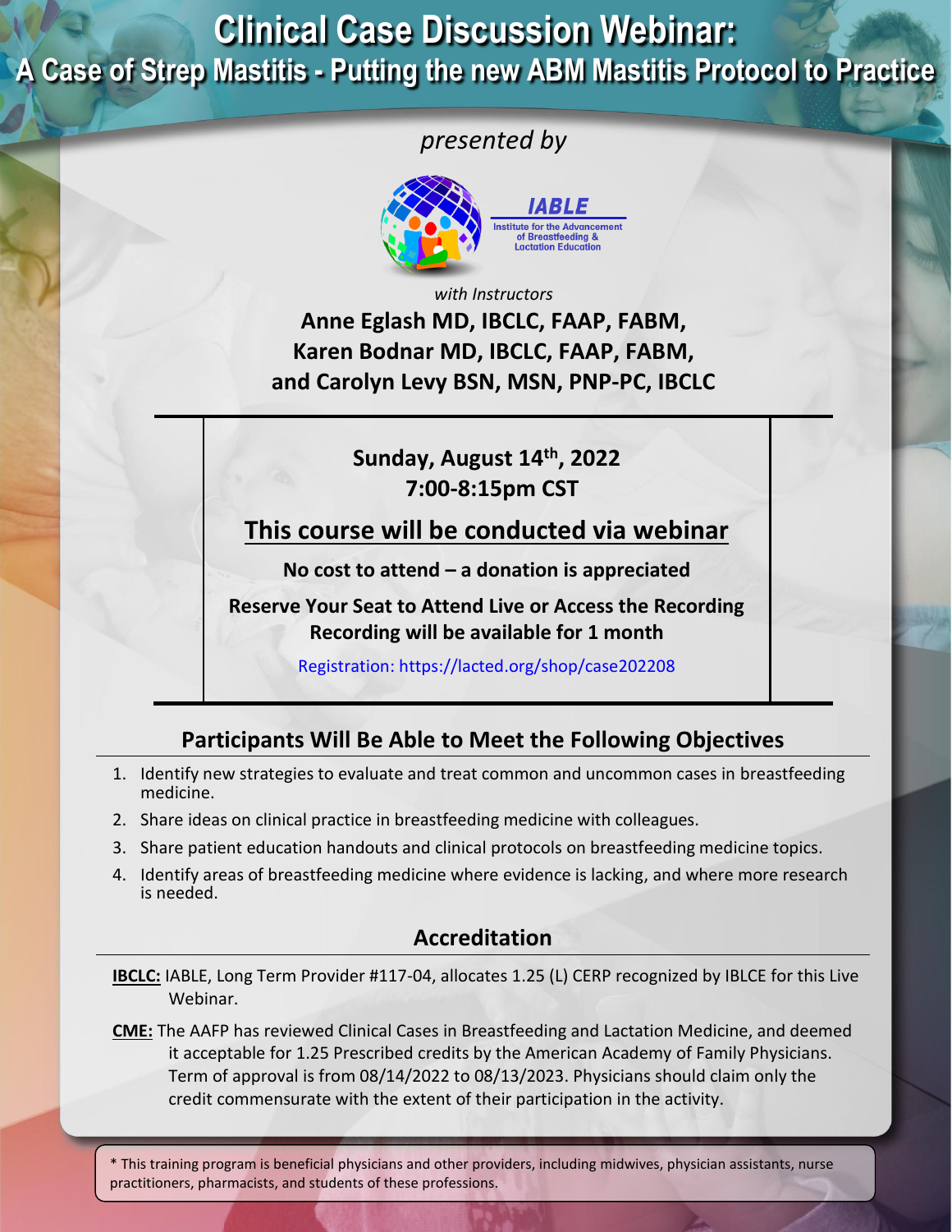# Clinical Case Discussion Webinar:

## A Case of Strep Mastitis - Putting the new ABM Mastitis Protocol to Practice

*presented by*

**IABLE**
Institute for the Advancement of Breastfeeding & Lactation Education

*with Instructors*

**Anne Eglash MD, IBCLC, FAAP, FABM,**
**Karen Bodnar MD, IBCLC, FAAP, FABM,**
**and Carolyn Levy BSN, MSN, PNP-PC, IBCLC**

**Sunday, August 14th, 2022**
**7:00-8:15pm CST**

**This course will be conducted via webinar**

**No cost to attend – a donation is appreciated**

**Reserve Your Seat to Attend Live or Access the Recording**
**Recording will be available for 1 month**

Registration: https://lacted.org/shop/case202208

## Participants Will Be Able to Meet the Following Objectives

1. Identify new strategies to evaluate and treat common and uncommon cases in breastfeeding medicine.
2. Share ideas on clinical practice in breastfeeding medicine with colleagues.
3. Share patient education handouts and clinical protocols on breastfeeding medicine topics.
4. Identify areas of breastfeeding medicine where evidence is lacking, and where more research is needed.

## Accreditation

**IBCLC:** IABLE, Long Term Provider #117-04, allocates 1.25 (L) CERP recognized by IBLCE for this Live Webinar.

**CME:** The AAFP has reviewed Clinical Cases in Breastfeeding and Lactation Medicine, and deemed it acceptable for 1.25 Prescribed credits by the American Academy of Family Physicians. Term of approval is from 08/14/2022 to 08/13/2023. Physicians should claim only the credit commensurate with the extent of their participation in the activity.

* This training program is beneficial physicians and other providers, including midwives, physician assistants, nurse practitioners, pharmacists, and students of these professions.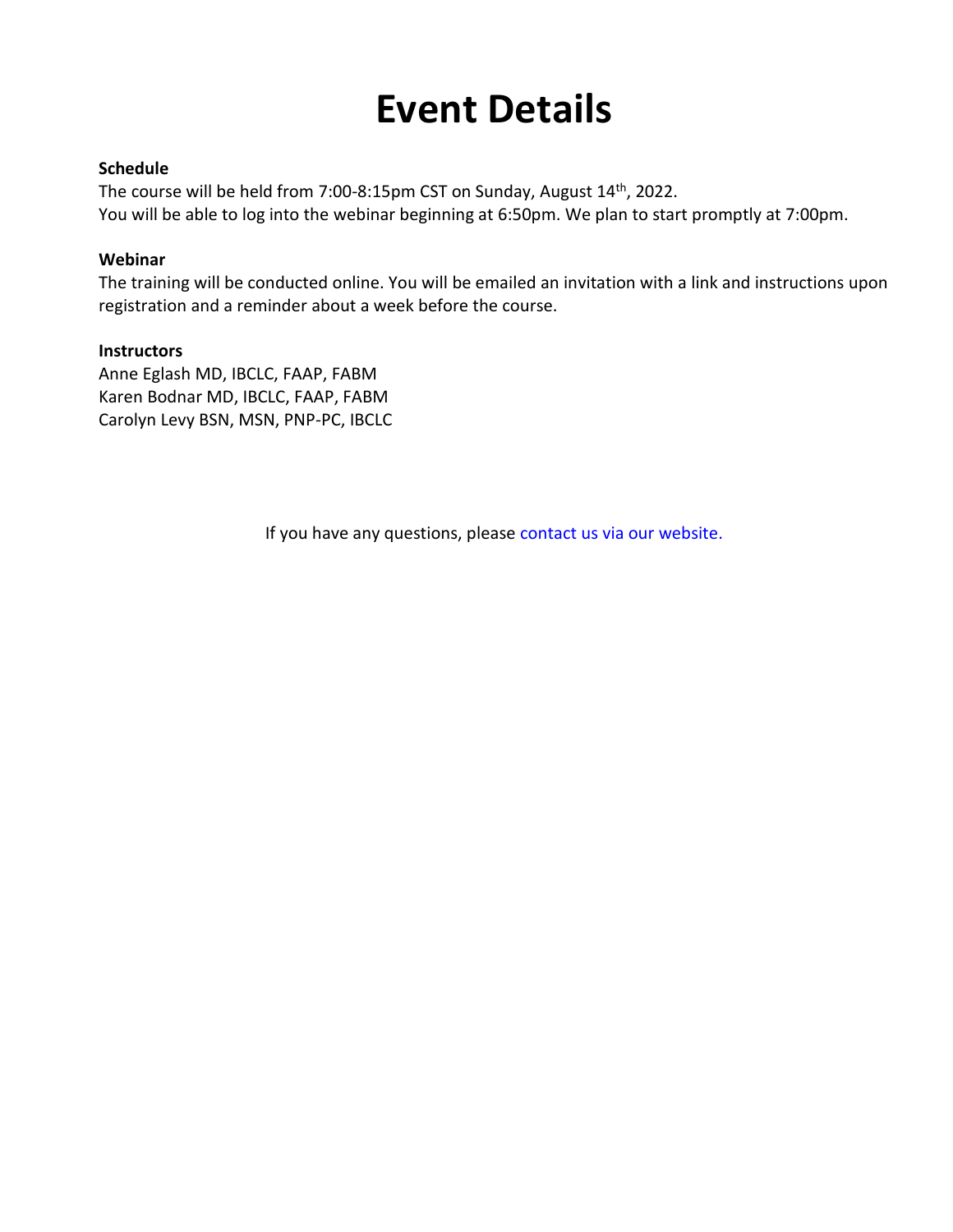# Event Details

**Schedule**

The course will be held from 7:00-8:15pm CST on Sunday, August 14th, 2022.
You will be able to log into the webinar beginning at 6:50pm. We plan to start promptly at 7:00pm.

**Webinar**

The training will be conducted online. You will be emailed an invitation with a link and instructions upon registration and a reminder about a week before the course.

**Instructors**

Anne Eglash MD, IBCLC, FAAP, FABM
Karen Bodnar MD, IBCLC, FAAP, FABM
Carolyn Levy BSN, MSN, PNP-PC, IBCLC

If you have any questions, please contact us via our website.